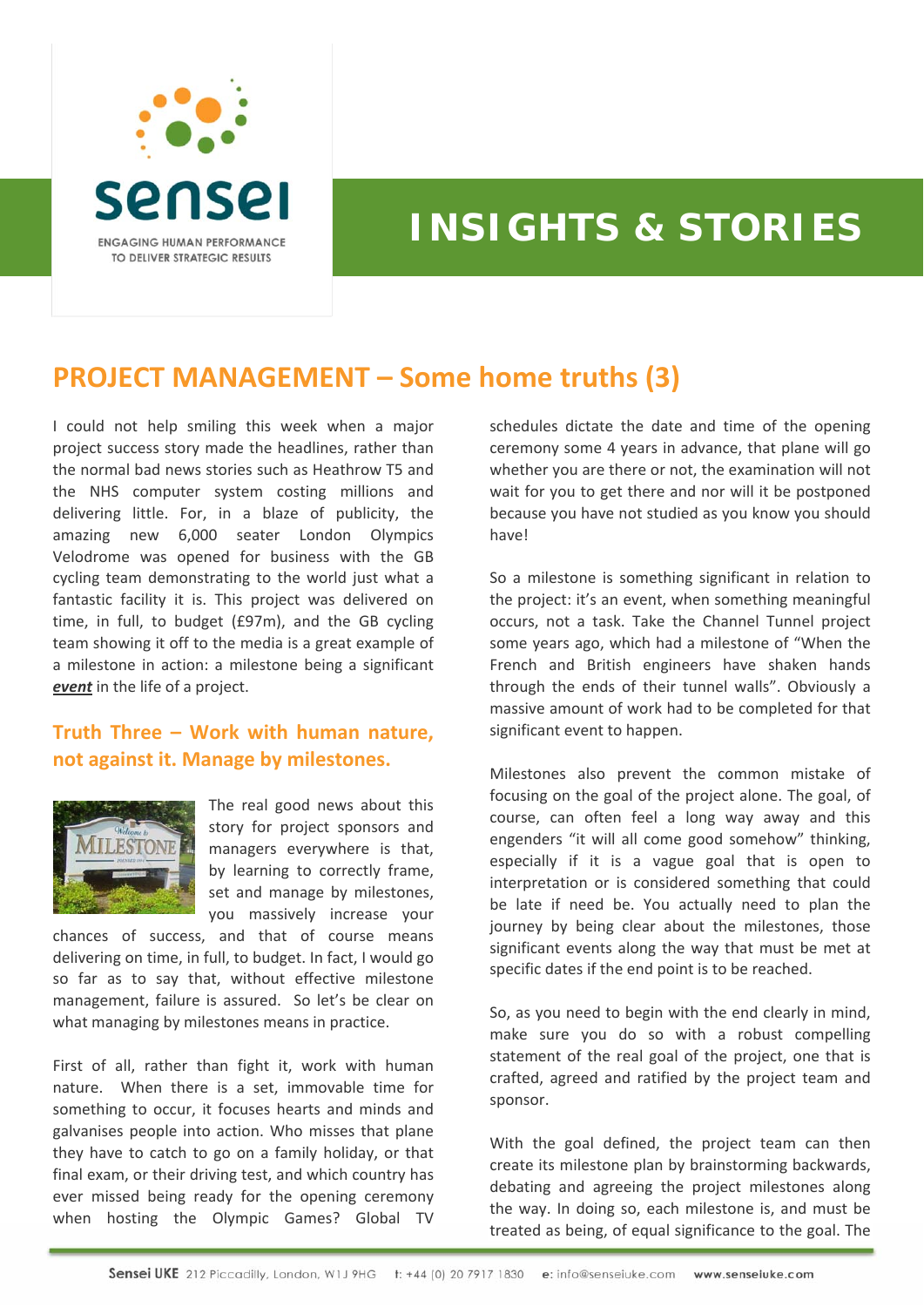sensei

ENGAGING HUMAN PERFORMANCE TO DELIVER STRATEGIC RESULTS

# INSIGHTS & STORIES

## PROJECT MANAGEMENT – Some home truths (3)

I could not help smiling this week when a major project success story made the headlines, rather than the normal bad news stories such as Heathrow T5 and the NHS computer system costing millions and delivering little. For, in a blaze of publicity, the amazing new 6,000 seater London Olympics Velodrome was opened for business with the GB cycling team demonstrating to the world just what a fantastic facility it is. This project was delivered on time, in full, to budget (£97m), and the GB cycling team showing it off to the media is a great example of a milestone in action: a milestone being a significant ***event*** in the life of a project.

### Truth Three – Work with human nature, not against it. Manage by milestones.

The real good news about this story for project sponsors and managers everywhere is that, by learning to correctly frame, set and manage by milestones, you massively increase your chances of success, and that of course means delivering on time, in full, to budget. In fact, I would go so far as to say that, without effective milestone management, failure is assured. So let's be clear on what managing by milestones means in practice.

First of all, rather than fight it, work with human nature. When there is a set, immovable time for something to occur, it focuses hearts and minds and galvanises people into action. Who misses that plane they have to catch to go on a family holiday, or that final exam, or their driving test, and which country has ever missed being ready for the opening ceremony when hosting the Olympic Games? Global TV schedules dictate the date and time of the opening ceremony some 4 years in advance, that plane will go whether you are there or not, the examination will not wait for you to get there and nor will it be postponed because you have not studied as you know you should have!

So a milestone is something significant in relation to the project: it's an event, when something meaningful occurs, not a task. Take the Channel Tunnel project some years ago, which had a milestone of "When the French and British engineers have shaken hands through the ends of their tunnel walls". Obviously a massive amount of work had to be completed for that significant event to happen.

Milestones also prevent the common mistake of focusing on the goal of the project alone. The goal, of course, can often feel a long way away and this engenders "it will all come good somehow" thinking, especially if it is a vague goal that is open to interpretation or is considered something that could be late if need be. You actually need to plan the journey by being clear about the milestones, those significant events along the way that must be met at specific dates if the end point is to be reached.

So, as you need to begin with the end clearly in mind, make sure you do so with a robust compelling statement of the real goal of the project, one that is crafted, agreed and ratified by the project team and sponsor.

With the goal defined, the project team can then create its milestone plan by brainstorming backwards, debating and agreeing the project milestones along the way. In doing so, each milestone is, and must be treated as being, of equal significance to the goal. The

Sensei UKE 212 Piccadilly, London, W1J 9HG t: +44 (0) 20 7917 1830 e: info@senseiuke.com www.senseiuke.com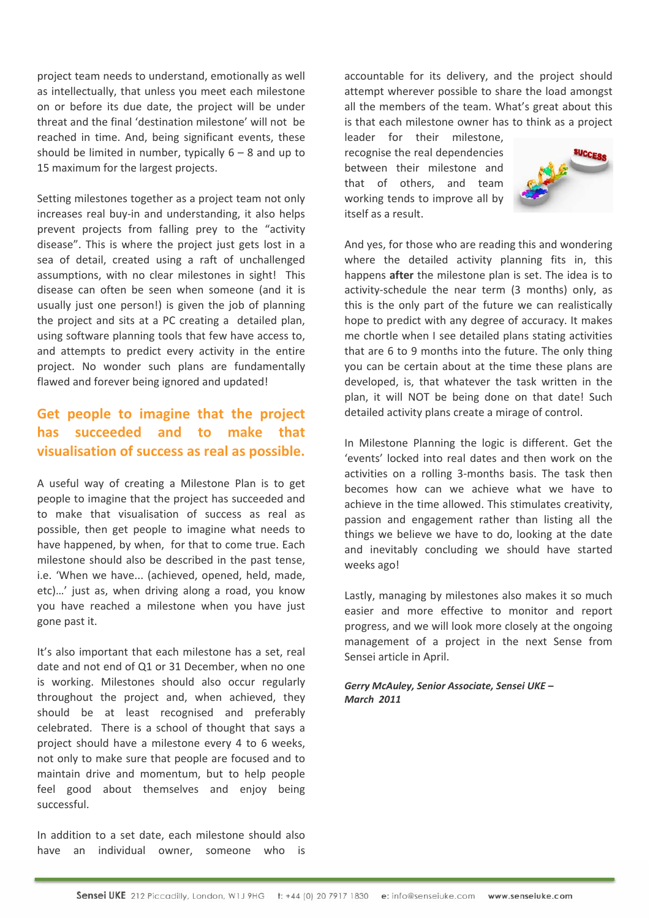project team needs to understand, emotionally as well as intellectually, that unless you meet each milestone on or before its due date, the project will be under threat and the final 'destination milestone' will not be reached in time. And, being significant events, these should be limited in number, typically 6 – 8 and up to 15 maximum for the largest projects.

Setting milestones together as a project team not only increases real buy-in and understanding, it also helps prevent projects from falling prey to the "activity disease". This is where the project just gets lost in a sea of detail, created using a raft of unchallenged assumptions, with no clear milestones in sight! This disease can often be seen when someone (and it is usually just one person!) is given the job of planning the project and sits at a PC creating a detailed plan, using software planning tools that few have access to, and attempts to predict every activity in the entire project. No wonder such plans are fundamentally flawed and forever being ignored and updated!

## Get people to imagine that the project has succeeded and to make that visualisation of success as real as possible.

A useful way of creating a Milestone Plan is to get people to imagine that the project has succeeded and to make that visualisation of success as real as possible, then get people to imagine what needs to have happened, by when, for that to come true. Each milestone should also be described in the past tense, i.e. 'When we have... (achieved, opened, held, made, etc)…' just as, when driving along a road, you know you have reached a milestone when you have just gone past it.

It's also important that each milestone has a set, real date and not end of Q1 or 31 December, when no one is working. Milestones should also occur regularly throughout the project and, when achieved, they should be at least recognised and preferably celebrated. There is a school of thought that says a project should have a milestone every 4 to 6 weeks, not only to make sure that people are focused and to maintain drive and momentum, but to help people feel good about themselves and enjoy being successful.

In addition to a set date, each milestone should also have an individual owner, someone who is accountable for its delivery, and the project should attempt wherever possible to share the load amongst all the members of the team. What's great about this is that each milestone owner has to think as a project leader for their milestone, recognise the real dependencies between their milestone and that of others, and team working tends to improve all by itself as a result.

And yes, for those who are reading this and wondering where the detailed activity planning fits in, this happens **after** the milestone plan is set. The idea is to activity-schedule the near term (3 months) only, as this is the only part of the future we can realistically hope to predict with any degree of accuracy. It makes me chortle when I see detailed plans stating activities that are 6 to 9 months into the future. The only thing you can be certain about at the time these plans are developed, is, that whatever the task written in the plan, it will NOT be being done on that date! Such detailed activity plans create a mirage of control.

In Milestone Planning the logic is different. Get the 'events' locked into real dates and then work on the activities on a rolling 3-months basis. The task then becomes how can we achieve what we have to achieve in the time allowed. This stimulates creativity, passion and engagement rather than listing all the things we believe we have to do, looking at the date and inevitably concluding we should have started weeks ago!

Lastly, managing by milestones also makes it so much easier and more effective to monitor and report progress, and we will look more closely at the ongoing management of a project in the next Sense from Sensei article in April.

***Gerry McAuley, Senior Associate, Sensei UKE – March 2011***